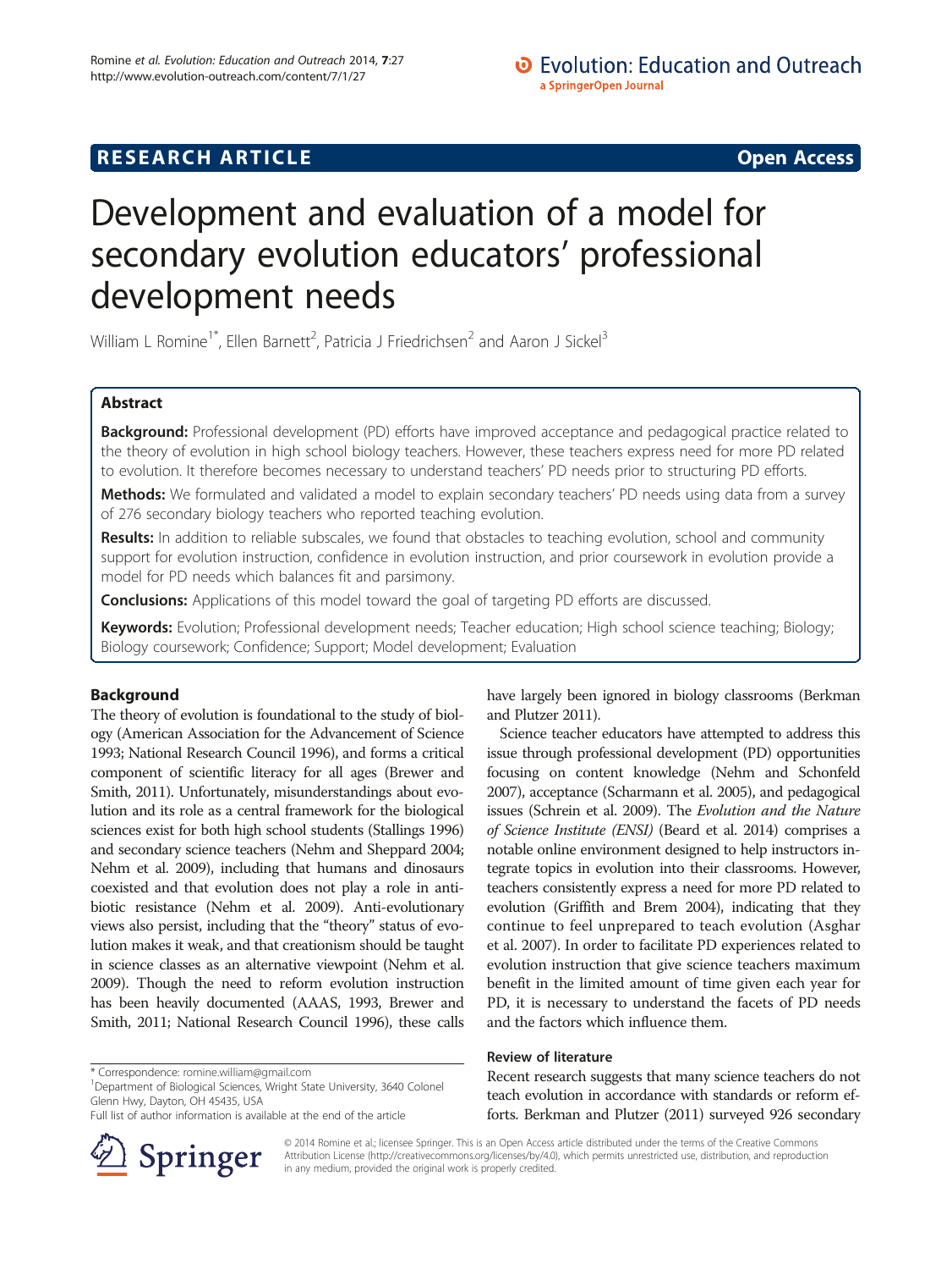RESEARCH ARTICLE Open Access

# Development and evaluation of a model for secondary evolution educators' professional development needs

William L Romine[1*], Ellen Barnett[2], Patricia J Friedrichsen[2] and Aaron J Sickel[3]

## Abstract

**Background:** Professional development (PD) efforts have improved acceptance and pedagogical practice related to the theory of evolution in high school biology teachers. However, these teachers express need for more PD related to evolution. It therefore becomes necessary to understand teachers' PD needs prior to structuring PD efforts.

**Methods:** We formulated and validated a model to explain secondary teachers' PD needs using data from a survey of 276 secondary biology teachers who reported teaching evolution.

**Results:** In addition to reliable subscales, we found that obstacles to teaching evolution, school and community support for evolution instruction, confidence in evolution instruction, and prior coursework in evolution provide a model for PD needs which balances fit and parsimony.

**Conclusions:** Applications of this model toward the goal of targeting PD efforts are discussed.

**Keywords:** Evolution; Professional development needs; Teacher education; High school science teaching; Biology; Biology coursework; Confidence; Support; Model development; Evaluation

## Background

The theory of evolution is foundational to the study of biology (American Association for the Advancement of Science 1993; National Research Council 1996), and forms a critical component of scientific literacy for all ages (Brewer and Smith, 2011). Unfortunately, misunderstandings about evolution and its role as a central framework for the biological sciences exist for both high school students (Stallings 1996) and secondary science teachers (Nehm and Sheppard 2004; Nehm et al. 2009), including that humans and dinosaurs coexisted and that evolution does not play a role in antibiotic resistance (Nehm et al. 2009). Anti-evolutionary views also persist, including that the "theory" status of evolution makes it weak, and that creationism should be taught in science classes as an alternative viewpoint (Nehm et al. 2009). Though the need to reform evolution instruction has been heavily documented (AAAS, 1993, Brewer and Smith, 2011; National Research Council 1996), these calls have largely been ignored in biology classrooms (Berkman and Plutzer 2011).

Science teacher educators have attempted to address this issue through professional development (PD) opportunities focusing on content knowledge (Nehm and Schonfeld 2007), acceptance (Scharmann et al. 2005), and pedagogical issues (Schrein et al. 2009). The *Evolution and the Nature of Science Institute (ENSI)* (Beard et al. 2014) comprises a notable online environment designed to help instructors integrate topics in evolution into their classrooms. However, teachers consistently express a need for more PD related to evolution (Griffith and Brem 2004), indicating that they continue to feel unprepared to teach evolution (Asghar et al. 2007). In order to facilitate PD experiences related to evolution instruction that give science teachers maximum benefit in the limited amount of time given each year for PD, it is necessary to understand the facets of PD needs and the factors which influence them.

### Review of literature

Recent research suggests that many science teachers do not teach evolution in accordance with standards or reform efforts. Berkman and Plutzer (2011) surveyed 926 secondary

\* Correspondence: romine.william@gmail.com
[1]Department of Biological Sciences, Wright State University, 3640 Colonel Glenn Hwy, Dayton, OH 45435, USA
Full list of author information is available at the end of the article

© 2014 Romine et al.; licensee Springer. This is an Open Access article distributed under the terms of the Creative Commons Attribution License (http://creativecommons.org/licenses/by/4.0), which permits unrestricted use, distribution, and reproduction in any medium, provided the original work is properly credited.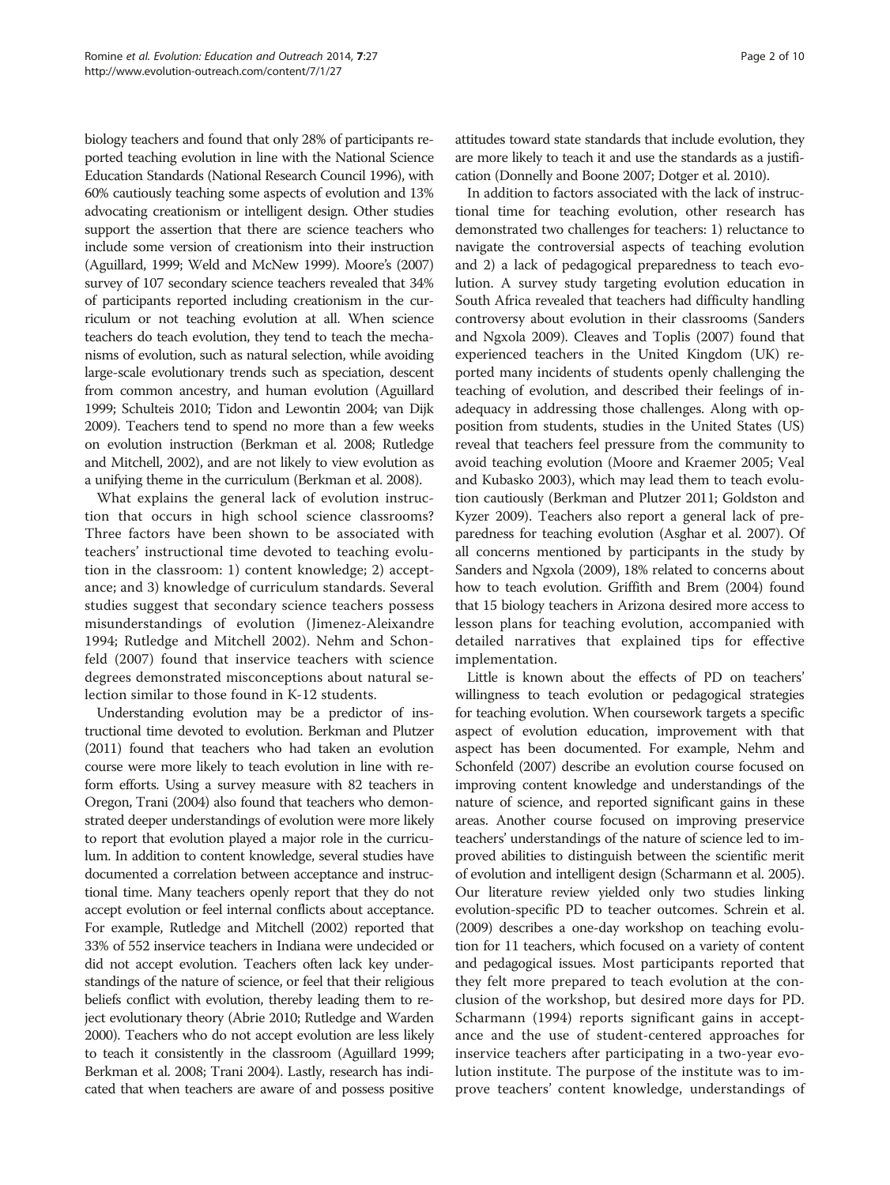biology teachers and found that only 28% of participants reported teaching evolution in line with the National Science Education Standards (National Research Council 1996), with 60% cautiously teaching some aspects of evolution and 13% advocating creationism or intelligent design. Other studies support the assertion that there are science teachers who include some version of creationism into their instruction (Aguillard, 1999; Weld and McNew 1999). Moore's (2007) survey of 107 secondary science teachers revealed that 34% of participants reported including creationism in the curriculum or not teaching evolution at all. When science teachers do teach evolution, they tend to teach the mechanisms of evolution, such as natural selection, while avoiding large-scale evolutionary trends such as speciation, descent from common ancestry, and human evolution (Aguillard 1999; Schulteis 2010; Tidon and Lewontin 2004; van Dijk 2009). Teachers tend to spend no more than a few weeks on evolution instruction (Berkman et al. 2008; Rutledge and Mitchell, 2002), and are not likely to view evolution as a unifying theme in the curriculum (Berkman et al. 2008).

What explains the general lack of evolution instruction that occurs in high school science classrooms? Three factors have been shown to be associated with teachers' instructional time devoted to teaching evolution in the classroom: 1) content knowledge; 2) acceptance; and 3) knowledge of curriculum standards. Several studies suggest that secondary science teachers possess misunderstandings of evolution (Jimenez-Aleixandre 1994; Rutledge and Mitchell 2002). Nehm and Schonfeld (2007) found that inservice teachers with science degrees demonstrated misconceptions about natural selection similar to those found in K-12 students.

Understanding evolution may be a predictor of instructional time devoted to evolution. Berkman and Plutzer (2011) found that teachers who had taken an evolution course were more likely to teach evolution in line with reform efforts. Using a survey measure with 82 teachers in Oregon, Trani (2004) also found that teachers who demonstrated deeper understandings of evolution were more likely to report that evolution played a major role in the curriculum. In addition to content knowledge, several studies have documented a correlation between acceptance and instructional time. Many teachers openly report that they do not accept evolution or feel internal conflicts about acceptance. For example, Rutledge and Mitchell (2002) reported that 33% of 552 inservice teachers in Indiana were undecided or did not accept evolution. Teachers often lack key understandings of the nature of science, or feel that their religious beliefs conflict with evolution, thereby leading them to reject evolutionary theory (Abrie 2010; Rutledge and Warden 2000). Teachers who do not accept evolution are less likely to teach it consistently in the classroom (Aguillard 1999; Berkman et al. 2008; Trani 2004). Lastly, research has indicated that when teachers are aware of and possess positive attitudes toward state standards that include evolution, they are more likely to teach it and use the standards as a justification (Donnelly and Boone 2007; Dotger et al. 2010).

In addition to factors associated with the lack of instructional time for teaching evolution, other research has demonstrated two challenges for teachers: 1) reluctance to navigate the controversial aspects of teaching evolution and 2) a lack of pedagogical preparedness to teach evolution. A survey study targeting evolution education in South Africa revealed that teachers had difficulty handling controversy about evolution in their classrooms (Sanders and Ngxola 2009). Cleaves and Toplis (2007) found that experienced teachers in the United Kingdom (UK) reported many incidents of students openly challenging the teaching of evolution, and described their feelings of inadequacy in addressing those challenges. Along with opposition from students, studies in the United States (US) reveal that teachers feel pressure from the community to avoid teaching evolution (Moore and Kraemer 2005; Veal and Kubasko 2003), which may lead them to teach evolution cautiously (Berkman and Plutzer 2011; Goldston and Kyzer 2009). Teachers also report a general lack of preparedness for teaching evolution (Asghar et al. 2007). Of all concerns mentioned by participants in the study by Sanders and Ngxola (2009), 18% related to concerns about how to teach evolution. Griffith and Brem (2004) found that 15 biology teachers in Arizona desired more access to lesson plans for teaching evolution, accompanied with detailed narratives that explained tips for effective implementation.

Little is known about the effects of PD on teachers' willingness to teach evolution or pedagogical strategies for teaching evolution. When coursework targets a specific aspect of evolution education, improvement with that aspect has been documented. For example, Nehm and Schonfeld (2007) describe an evolution course focused on improving content knowledge and understandings of the nature of science, and reported significant gains in these areas. Another course focused on improving preservice teachers' understandings of the nature of science led to improved abilities to distinguish between the scientific merit of evolution and intelligent design (Scharmann et al. 2005). Our literature review yielded only two studies linking evolution-specific PD to teacher outcomes. Schrein et al. (2009) describes a one-day workshop on teaching evolution for 11 teachers, which focused on a variety of content and pedagogical issues. Most participants reported that they felt more prepared to teach evolution at the conclusion of the workshop, but desired more days for PD. Scharmann (1994) reports significant gains in acceptance and the use of student-centered approaches for inservice teachers after participating in a two-year evolution institute. The purpose of the institute was to improve teachers' content knowledge, understandings of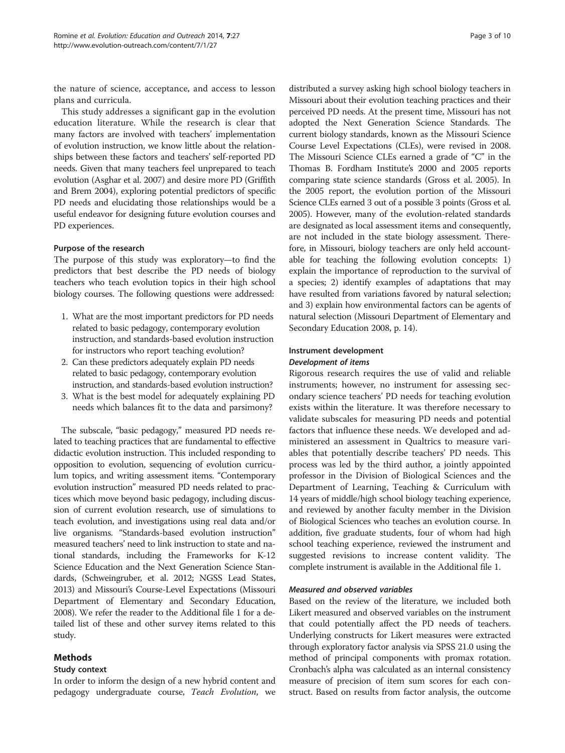the nature of science, acceptance, and access to lesson plans and curricula.

This study addresses a significant gap in the evolution education literature. While the research is clear that many factors are involved with teachers' implementation of evolution instruction, we know little about the relationships between these factors and teachers' self-reported PD needs. Given that many teachers feel unprepared to teach evolution (Asghar et al. 2007) and desire more PD (Griffith and Brem 2004), exploring potential predictors of specific PD needs and elucidating those relationships would be a useful endeavor for designing future evolution courses and PD experiences.

### Purpose of the research

The purpose of this study was exploratory—to find the predictors that best describe the PD needs of biology teachers who teach evolution topics in their high school biology courses. The following questions were addressed:

1. What are the most important predictors for PD needs related to basic pedagogy, contemporary evolution instruction, and standards-based evolution instruction for instructors who report teaching evolution?
2. Can these predictors adequately explain PD needs related to basic pedagogy, contemporary evolution instruction, and standards-based evolution instruction?
3. What is the best model for adequately explaining PD needs which balances fit to the data and parsimony?

The subscale, "basic pedagogy," measured PD needs related to teaching practices that are fundamental to effective didactic evolution instruction. This included responding to opposition to evolution, sequencing of evolution curriculum topics, and writing assessment items. "Contemporary evolution instruction" measured PD needs related to practices which move beyond basic pedagogy, including discussion of current evolution research, use of simulations to teach evolution, and investigations using real data and/or live organisms. "Standards-based evolution instruction" measured teachers' need to link instruction to state and national standards, including the Frameworks for K-12 Science Education and the Next Generation Science Standards, (Schweingruber, et al. 2012; NGSS Lead States, 2013) and Missouri's Course-Level Expectations (Missouri Department of Elementary and Secondary Education, 2008). We refer the reader to the Additional file 1 for a detailed list of these and other survey items related to this study.

## Methods

### Study context

In order to inform the design of a new hybrid content and pedagogy undergraduate course, *Teach Evolution*, we distributed a survey asking high school biology teachers in Missouri about their evolution teaching practices and their perceived PD needs. At the present time, Missouri has not adopted the Next Generation Science Standards. The current biology standards, known as the Missouri Science Course Level Expectations (CLEs), were revised in 2008. The Missouri Science CLEs earned a grade of "C" in the Thomas B. Fordham Institute's 2000 and 2005 reports comparing state science standards (Gross et al. 2005). In the 2005 report, the evolution portion of the Missouri Science CLEs earned 3 out of a possible 3 points (Gross et al. 2005). However, many of the evolution-related standards are designated as local assessment items and consequently, are not included in the state biology assessment. Therefore, in Missouri, biology teachers are only held accountable for teaching the following evolution concepts: 1) explain the importance of reproduction to the survival of a species; 2) identify examples of adaptations that may have resulted from variations favored by natural selection; and 3) explain how environmental factors can be agents of natural selection (Missouri Department of Elementary and Secondary Education 2008, p. 14).

### Instrument development

#### *Development of items*

Rigorous research requires the use of valid and reliable instruments; however, no instrument for assessing secondary science teachers' PD needs for teaching evolution exists within the literature. It was therefore necessary to validate subscales for measuring PD needs and potential factors that influence these needs. We developed and administered an assessment in Qualtrics to measure variables that potentially describe teachers' PD needs. This process was led by the third author, a jointly appointed professor in the Division of Biological Sciences and the Department of Learning, Teaching & Curriculum with 14 years of middle/high school biology teaching experience, and reviewed by another faculty member in the Division of Biological Sciences who teaches an evolution course. In addition, five graduate students, four of whom had high school teaching experience, reviewed the instrument and suggested revisions to increase content validity. The complete instrument is available in the Additional file 1.

#### *Measured and observed variables*

Based on the review of the literature, we included both Likert measured and observed variables on the instrument that could potentially affect the PD needs of teachers. Underlying constructs for Likert measures were extracted through exploratory factor analysis via SPSS 21.0 using the method of principal components with promax rotation. Cronbach's alpha was calculated as an internal consistency measure of precision of item sum scores for each construct. Based on results from factor analysis, the outcome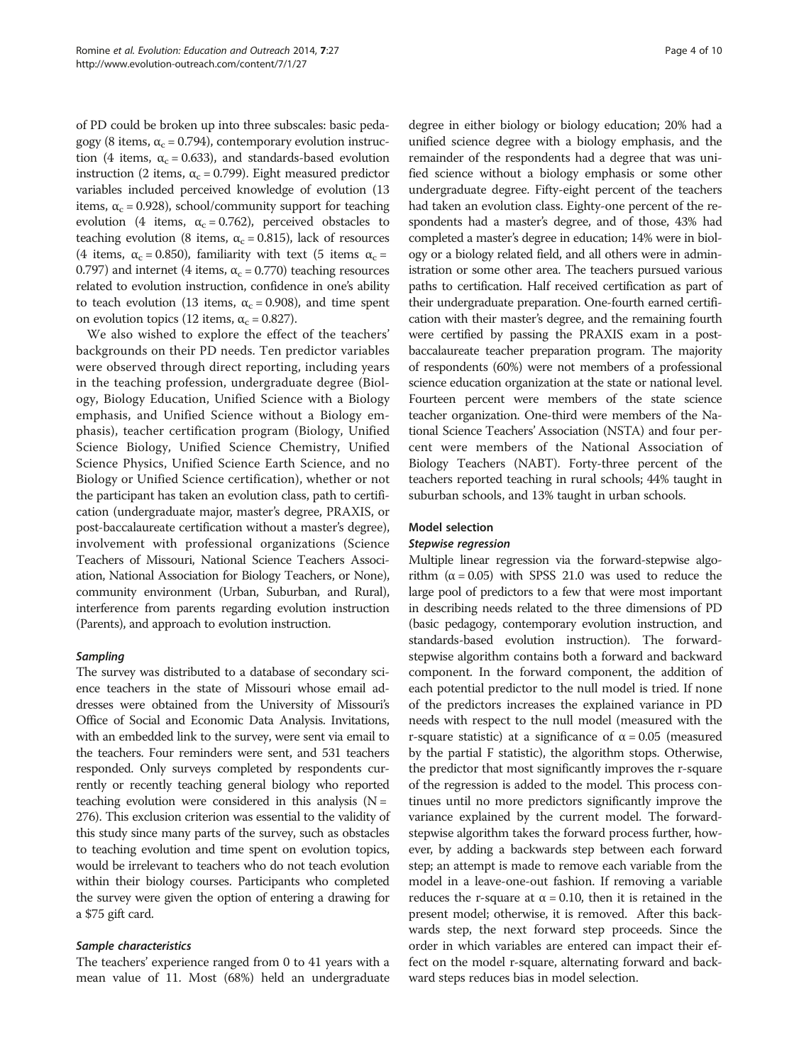of PD could be broken up into three subscales: basic pedagogy (8 items, $\alpha_c = 0.794$), contemporary evolution instruction (4 items, $\alpha_c = 0.633$), and standards-based evolution instruction (2 items, $\alpha_c = 0.799$). Eight measured predictor variables included perceived knowledge of evolution (13 items, $\alpha_c = 0.928$), school/community support for teaching evolution (4 items, $\alpha_c = 0.762$), perceived obstacles to teaching evolution (8 items, $\alpha_c = 0.815$), lack of resources (4 items, $\alpha_c = 0.850$), familiarity with text (5 items $\alpha_c = 0.797$) and internet (4 items, $\alpha_c = 0.770$) teaching resources related to evolution instruction, confidence in one's ability to teach evolution (13 items, $\alpha_c = 0.908$), and time spent on evolution topics (12 items, $\alpha_c = 0.827$).

We also wished to explore the effect of the teachers' backgrounds on their PD needs. Ten predictor variables were observed through direct reporting, including years in the teaching profession, undergraduate degree (Biology, Biology Education, Unified Science with a Biology emphasis, and Unified Science without a Biology emphasis), teacher certification program (Biology, Unified Science Biology, Unified Science Chemistry, Unified Science Physics, Unified Science Earth Science, and no Biology or Unified Science certification), whether or not the participant has taken an evolution class, path to certification (undergraduate major, master's degree, PRAXIS, or post-baccalaureate certification without a master's degree), involvement with professional organizations (Science Teachers of Missouri, National Science Teachers Association, National Association for Biology Teachers, or None), community environment (Urban, Suburban, and Rural), interference from parents regarding evolution instruction (Parents), and approach to evolution instruction.

### *Sampling*

The survey was distributed to a database of secondary science teachers in the state of Missouri whose email addresses were obtained from the University of Missouri's Office of Social and Economic Data Analysis. Invitations, with an embedded link to the survey, were sent via email to the teachers. Four reminders were sent, and 531 teachers responded. Only surveys completed by respondents currently or recently teaching general biology who reported teaching evolution were considered in this analysis ($N = 276$). This exclusion criterion was essential to the validity of this study since many parts of the survey, such as obstacles to teaching evolution and time spent on evolution topics, would be irrelevant to teachers who do not teach evolution within their biology courses. Participants who completed the survey were given the option of entering a drawing for a $75 gift card.

### *Sample characteristics*

The teachers' experience ranged from 0 to 41 years with a mean value of 11. Most (68%) held an undergraduate degree in either biology or biology education; 20% had a unified science degree with a biology emphasis, and the remainder of the respondents had a degree that was unified science without a biology emphasis or some other undergraduate degree. Fifty-eight percent of the teachers had taken an evolution class. Eighty-one percent of the respondents had a master's degree, and of those, 43% had completed a master's degree in education; 14% were in biology or a biology related field, and all others were in administration or some other area. The teachers pursued various paths to certification. Half received certification as part of their undergraduate preparation. One-fourth earned certification with their master's degree, and the remaining fourth were certified by passing the PRAXIS exam in a post-baccalaureate teacher preparation program. The majority of respondents (60%) were not members of a professional science education organization at the state or national level. Fourteen percent were members of the state science teacher organization. One-third were members of the National Science Teachers' Association (NSTA) and four percent were members of the National Association of Biology Teachers (NABT). Forty-three percent of the teachers reported teaching in rural schools; 44% taught in suburban schools, and 13% taught in urban schools.

## Model selection

### *Stepwise regression*

Multiple linear regression via the forward-stepwise algorithm ($\alpha = 0.05$) with SPSS 21.0 was used to reduce the large pool of predictors to a few that were most important in describing needs related to the three dimensions of PD (basic pedagogy, contemporary evolution instruction, and standards-based evolution instruction). The forward-stepwise algorithm contains both a forward and backward component. In the forward component, the addition of each potential predictor to the null model is tried. If none of the predictors increases the explained variance in PD needs with respect to the null model (measured with the r-square statistic) at a significance of $\alpha = 0.05$ (measured by the partial F statistic), the algorithm stops. Otherwise, the predictor that most significantly improves the r-square of the regression is added to the model. This process continues until no more predictors significantly improve the variance explained by the current model. The forward-stepwise algorithm takes the forward process further, however, by adding a backwards step between each forward step; an attempt is made to remove each variable from the model in a leave-one-out fashion. If removing a variable reduces the r-square at $\alpha = 0.10$, then it is retained in the present model; otherwise, it is removed. After this backwards step, the next forward step proceeds. Since the order in which variables are entered can impact their effect on the model r-square, alternating forward and backward steps reduces bias in model selection.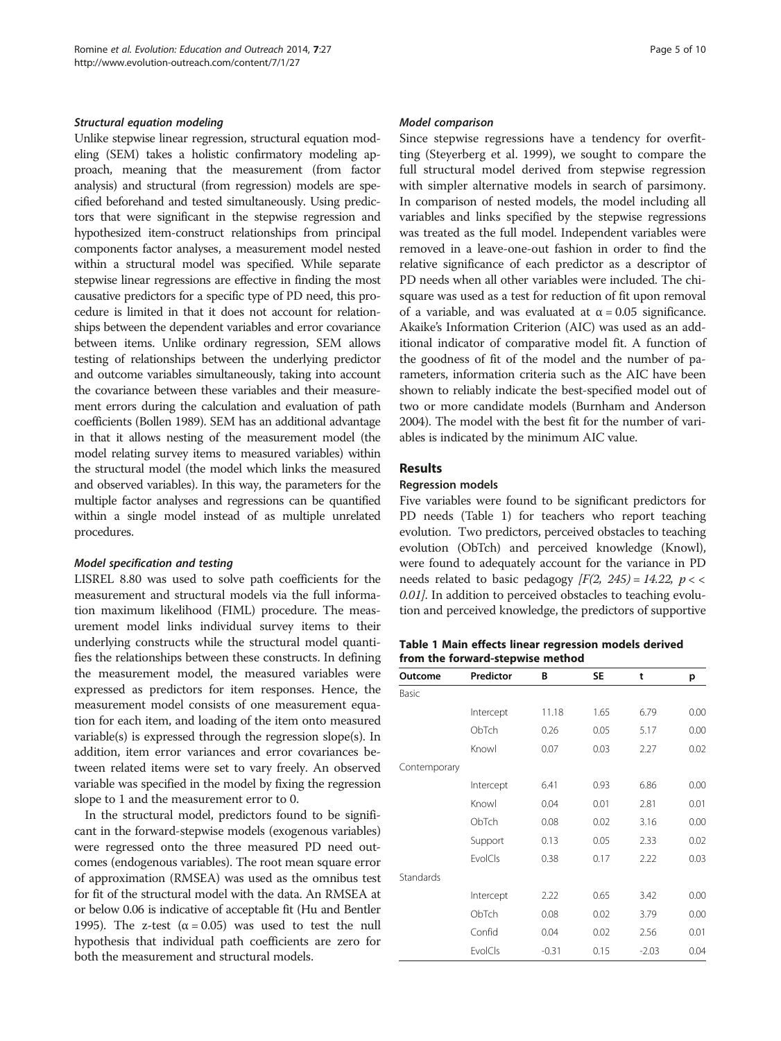#### *Structural equation modeling*

Unlike stepwise linear regression, structural equation modeling (SEM) takes a holistic confirmatory modeling approach, meaning that the measurement (from factor analysis) and structural (from regression) models are specified beforehand and tested simultaneously. Using predictors that were significant in the stepwise regression and hypothesized item-construct relationships from principal components factor analyses, a measurement model nested within a structural model was specified. While separate stepwise linear regressions are effective in finding the most causative predictors for a specific type of PD need, this procedure is limited in that it does not account for relationships between the dependent variables and error covariance between items. Unlike ordinary regression, SEM allows testing of relationships between the underlying predictor and outcome variables simultaneously, taking into account the covariance between these variables and their measurement errors during the calculation and evaluation of path coefficients (Bollen 1989). SEM has an additional advantage in that it allows nesting of the measurement model (the model relating survey items to measured variables) within the structural model (the model which links the measured and observed variables). In this way, the parameters for the multiple factor analyses and regressions can be quantified within a single model instead of as multiple unrelated procedures.

#### *Model specification and testing*

LISREL 8.80 was used to solve path coefficients for the measurement and structural models via the full information maximum likelihood (FIML) procedure. The measurement model links individual survey items to their underlying constructs while the structural model quantifies the relationships between these constructs. In defining the measurement model, the measured variables were expressed as predictors for item responses. Hence, the measurement model consists of one measurement equation for each item, and loading of the item onto measured variable(s) is expressed through the regression slope(s). In addition, item error variances and error covariances between related items were set to vary freely. An observed variable was specified in the model by fixing the regression slope to 1 and the measurement error to 0.

In the structural model, predictors found to be significant in the forward-stepwise models (exogenous variables) were regressed onto the three measured PD need outcomes (endogenous variables). The root mean square error of approximation (RMSEA) was used as the omnibus test for fit of the structural model with the data. An RMSEA at or below 0.06 is indicative of acceptable fit (Hu and Bentler 1995). The z-test ($\alpha = 0.05$) was used to test the null hypothesis that individual path coefficients are zero for both the measurement and structural models.

#### *Model comparison*

Since stepwise regressions have a tendency for overfitting (Steyerberg et al. 1999), we sought to compare the full structural model derived from stepwise regression with simpler alternative models in search of parsimony. In comparison of nested models, the model including all variables and links specified by the stepwise regressions was treated as the full model. Independent variables were removed in a leave-one-out fashion in order to find the relative significance of each predictor as a descriptor of PD needs when all other variables were included. The chi-square was used as a test for reduction of fit upon removal of a variable, and was evaluated at $\alpha = 0.05$ significance. Akaike's Information Criterion (AIC) was used as an additional indicator of comparative model fit. A function of the goodness of fit of the model and the number of parameters, information criteria such as the AIC have been shown to reliably indicate the best-specified model out of two or more candidate models (Burnham and Anderson 2004). The model with the best fit for the number of variables is indicated by the minimum AIC value.

## Results

### Regression models

Five variables were found to be significant predictors for PD needs (Table 1) for teachers who report teaching evolution. Two predictors, perceived obstacles to teaching evolution (ObTch) and perceived knowledge (Knowl), were found to adequately account for the variance in PD needs related to basic pedagogy [$F(2, 245) = 14.22$, $p << 0.01$]. In addition to perceived obstacles to teaching evolution and perceived knowledge, the predictors of supportive

**Table 1 Main effects linear regression models derived from the forward-stepwise method**

| Outcome | Predictor | B | SE | t | p |
|---|---|---|---|---|---|
| Basic | | | | | |
| | Intercept | 11.18 | 1.65 | 6.79 | 0.00 |
| | ObTch | 0.26 | 0.05 | 5.17 | 0.00 |
| | Knowl | 0.07 | 0.03 | 2.27 | 0.02 |
| Contemporary | | | | | |
| | Intercept | 6.41 | 0.93 | 6.86 | 0.00 |
| | Knowl | 0.04 | 0.01 | 2.81 | 0.01 |
| | ObTch | 0.08 | 0.02 | 3.16 | 0.00 |
| | Support | 0.13 | 0.05 | 2.33 | 0.02 |
| | EvolCls | 0.38 | 0.17 | 2.22 | 0.03 |
| Standards | | | | | |
| | Intercept | 2.22 | 0.65 | 3.42 | 0.00 |
| | ObTch | 0.08 | 0.02 | 3.79 | 0.00 |
| | Confid | 0.04 | 0.02 | 2.56 | 0.01 |
| | EvolCls | -0.31 | 0.15 | -2.03 | 0.04 |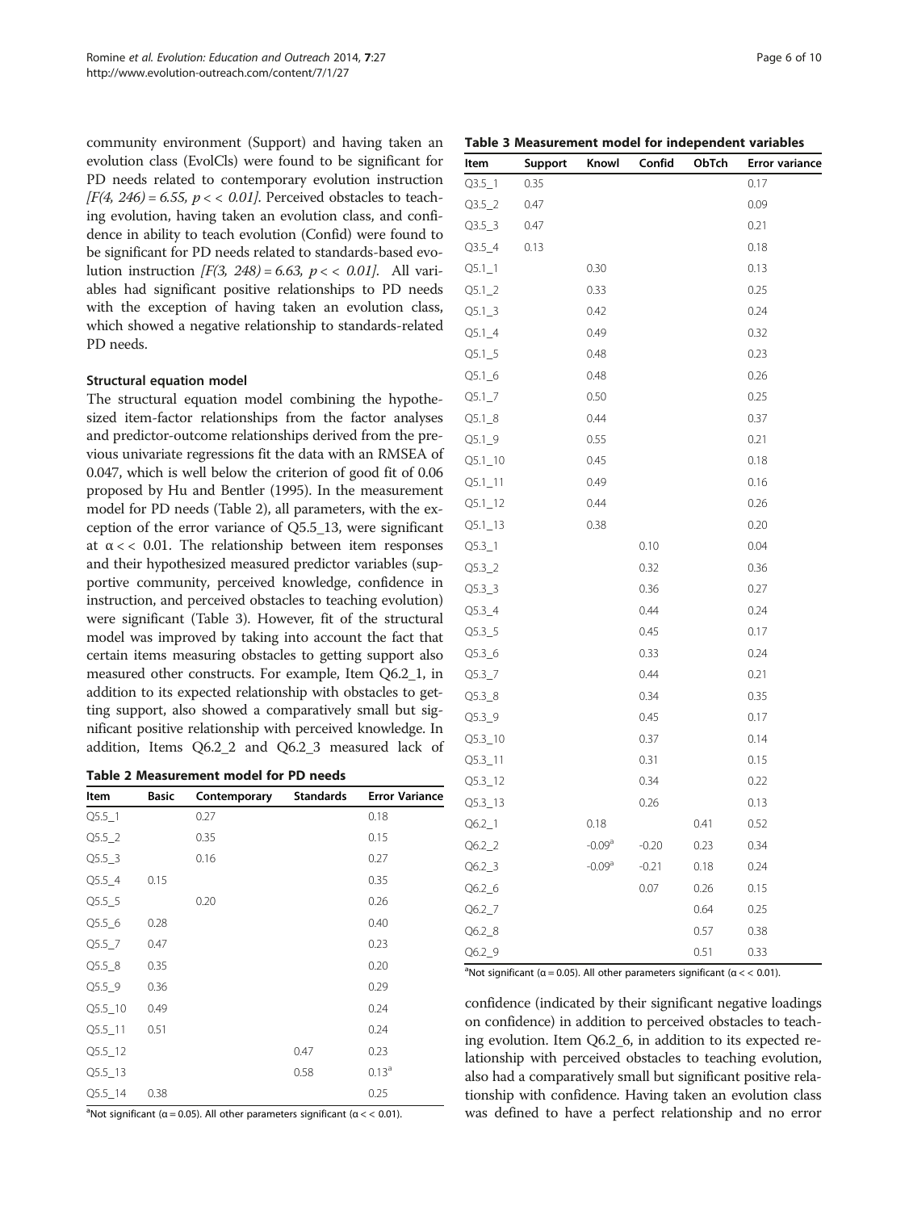community environment (Support) and having taken an evolution class (EvolCls) were found to be significant for PD needs related to contemporary evolution instruction [$F(4, 246) = 6.55$, $p << 0.01$]. Perceived obstacles to teaching evolution, having taken an evolution class, and confidence in ability to teach evolution (Confid) were found to be significant for PD needs related to standards-based evolution instruction [$F(3, 248) = 6.63$, $p << 0.01$]. All variables had significant positive relationships to PD needs with the exception of having taken an evolution class, which showed a negative relationship to standards-related PD needs.

#### Structural equation model

The structural equation model combining the hypothesized item-factor relationships from the factor analyses and predictor-outcome relationships derived from the previous univariate regressions fit the data with an RMSEA of 0.047, which is well below the criterion of good fit of 0.06 proposed by Hu and Bentler (1995). In the measurement model for PD needs (Table 2), all parameters, with the exception of the error variance of Q5.5_13, were significant at $\alpha << 0.01$. The relationship between item responses and their hypothesized measured predictor variables (supportive community, perceived knowledge, confidence in instruction, and perceived obstacles to teaching evolution) were significant (Table 3). However, fit of the structural model was improved by taking into account the fact that certain items measuring obstacles to getting support also measured other constructs. For example, Item Q6.2_1, in addition to its expected relationship with obstacles to getting support, also showed a comparatively small but significant positive relationship with perceived knowledge. In addition, Items Q6.2_2 and Q6.2_3 measured lack of confidence (indicated by their significant negative loadings on confidence) in addition to perceived obstacles to teaching evolution. Item Q6.2_6, in addition to its expected relationship with perceived obstacles to teaching evolution, also had a comparatively small but significant positive relationship with confidence. Having taken an evolution class was defined to have a perfect relationship and no error

**Table 2 Measurement model for PD needs**

| Item | Basic | Contemporary | Standards | Error Variance |
|---|---|---|---|---|
| Q5.5_1 | | 0.27 | | 0.18 |
| Q5.5_2 | | 0.35 | | 0.15 |
| Q5.5_3 | | 0.16 | | 0.27 |
| Q5.5_4 | 0.15 | | | 0.35 |
| Q5.5_5 | | 0.20 | | 0.26 |
| Q5.5_6 | 0.28 | | | 0.40 |
| Q5.5_7 | 0.47 | | | 0.23 |
| Q5.5_8 | 0.35 | | | 0.20 |
| Q5.5_9 | 0.36 | | | 0.29 |
| Q5.5_10 | 0.49 | | | 0.24 |
| Q5.5_11 | 0.51 | | | 0.24 |
| Q5.5_12 | | | 0.47 | 0.23 |
| Q5.5_13 | | | 0.58 | 0.13[a] |
| Q5.5_14 | 0.38 | | | 0.25 |

[a]Not significant ($\alpha = 0.05$). All other parameters significant ($\alpha << 0.01$).

**Table 3 Measurement model for independent variables**

| Item | Support | Knowl | Confid | ObTch | Error variance |
|---|---|---|---|---|---|
| Q3.5_1 | 0.35 | | | | 0.17 |
| Q3.5_2 | 0.47 | | | | 0.09 |
| Q3.5_3 | 0.47 | | | | 0.21 |
| Q3.5_4 | 0.13 | | | | 0.18 |
| Q5.1_1 | | 0.30 | | | 0.13 |
| Q5.1_2 | | 0.33 | | | 0.25 |
| Q5.1_3 | | 0.42 | | | 0.24 |
| Q5.1_4 | | 0.49 | | | 0.32 |
| Q5.1_5 | | 0.48 | | | 0.23 |
| Q5.1_6 | | 0.48 | | | 0.26 |
| Q5.1_7 | | 0.50 | | | 0.25 |
| Q5.1_8 | | 0.44 | | | 0.37 |
| Q5.1_9 | | 0.55 | | | 0.21 |
| Q5.1_10 | | 0.45 | | | 0.18 |
| Q5.1_11 | | 0.49 | | | 0.16 |
| Q5.1_12 | | 0.44 | | | 0.26 |
| Q5.1_13 | | 0.38 | | | 0.20 |
| Q5.3_1 | | | 0.10 | | 0.04 |
| Q5.3_2 | | | 0.32 | | 0.36 |
| Q5.3_3 | | | 0.36 | | 0.27 |
| Q5.3_4 | | | 0.44 | | 0.24 |
| Q5.3_5 | | | 0.45 | | 0.17 |
| Q5.3_6 | | | 0.33 | | 0.24 |
| Q5.3_7 | | | 0.44 | | 0.21 |
| Q5.3_8 | | | 0.34 | | 0.35 |
| Q5.3_9 | | | 0.45 | | 0.17 |
| Q5.3_10 | | | 0.37 | | 0.14 |
| Q5.3_11 | | | 0.31 | | 0.15 |
| Q5.3_12 | | | 0.34 | | 0.22 |
| Q5.3_13 | | | 0.26 | | 0.13 |
| Q6.2_1 | | 0.18 | | 0.41 | 0.52 |
| Q6.2_2 | | -0.09[a] | -0.20 | 0.23 | 0.34 |
| Q6.2_3 | | -0.09[a] | -0.21 | 0.18 | 0.24 |
| Q6.2_6 | | | 0.07 | 0.26 | 0.15 |
| Q6.2_7 | | | | 0.64 | 0.25 |
| Q6.2_8 | | | | 0.57 | 0.38 |
| Q6.2_9 | | | | 0.51 | 0.33 |

[a]Not significant ($\alpha = 0.05$). All other parameters significant ($\alpha << 0.01$).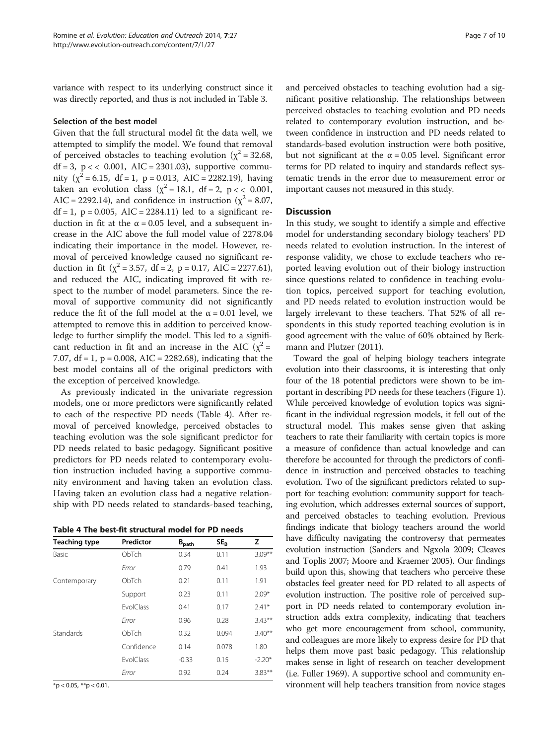variance with respect to its underlying construct since it was directly reported, and thus is not included in Table 3.

### Selection of the best model

Given that the full structural model fit the data well, we attempted to simplify the model. We found that removal of perceived obstacles to teaching evolution ($\chi^2 = 32.68$, df = 3, $p << 0.001$, AIC = 2301.03), supportive community ($\chi^2 = 6.15$, df = 1, $p = 0.013$, AIC = 2282.19), having taken an evolution class ($\chi^2 = 18.1$, df = 2, $p << 0.001$, AIC = 2292.14), and confidence in instruction ($\chi^2 = 8.07$, df = 1, $p = 0.005$, AIC = 2284.11) led to a significant reduction in fit at the $\alpha = 0.05$ level, and a subsequent increase in the AIC above the full model value of 2278.04 indicating their importance in the model. However, removal of perceived knowledge caused no significant reduction in fit ($\chi^2 = 3.57$, df = 2, $p = 0.17$, AIC = 2277.61), and reduced the AIC, indicating improved fit with respect to the number of model parameters. Since the removal of supportive community did not significantly reduce the fit of the full model at the $\alpha = 0.01$ level, we attempted to remove this in addition to perceived knowledge to further simplify the model. This led to a significant reduction in fit and an increase in the AIC ($\chi^2 = 7.07$, df = 1, $p = 0.008$, AIC = 2282.68), indicating that the best model contains all of the original predictors with the exception of perceived knowledge.

As previously indicated in the univariate regression models, one or more predictors were significantly related to each of the respective PD needs (Table 4). After removal of perceived knowledge, perceived obstacles to teaching evolution was the sole significant predictor for PD needs related to basic pedagogy. Significant positive predictors for PD needs related to contemporary evolution instruction included having a supportive community environment and having taken an evolution class. Having taken an evolution class had a negative relationship with PD needs related to standards-based teaching, and perceived obstacles to teaching evolution had a significant positive relationship. The relationships between perceived obstacles to teaching evolution and PD needs related to contemporary evolution instruction, and between confidence in instruction and PD needs related to standards-based evolution instruction were both positive, but not significant at the $\alpha = 0.05$ level. Significant error terms for PD related to inquiry and standards reflect systematic trends in the error due to measurement error or important causes not measured in this study.

**Table 4 The best-fit structural model for PD needs**

| Teaching type | Predictor | $B_{path}$ | $SE_B$ | Z |
|---|---|---|---|---|
| Basic | ObTch | 0.34 | 0.11 | 3.09** |
| | *Error* | 0.79 | 0.41 | 1.93 |
| Contemporary | ObTch | 0.21 | 0.11 | 1.91 |
| | Support | 0.23 | 0.11 | 2.09* |
| | EvolClass | 0.41 | 0.17 | 2.41* |
| | *Error* | 0.96 | 0.28 | 3.43** |
| Standards | ObTch | 0.32 | 0.094 | 3.40** |
| | Confidence | 0.14 | 0.078 | 1.80 |
| | EvolClass | -0.33 | 0.15 | -2.20* |
| | *Error* | 0.92 | 0.24 | 3.83** |

*$p < 0.05$, **$p < 0.01$.

## Discussion

In this study, we sought to identify a simple and effective model for understanding secondary biology teachers' PD needs related to evolution instruction. In the interest of response validity, we chose to exclude teachers who reported leaving evolution out of their biology instruction since questions related to confidence in teaching evolution topics, perceived support for teaching evolution, and PD needs related to evolution instruction would be largely irrelevant to these teachers. That 52% of all respondents in this study reported teaching evolution is in good agreement with the value of 60% obtained by Berkmann and Plutzer (2011).

Toward the goal of helping biology teachers integrate evolution into their classrooms, it is interesting that only four of the 18 potential predictors were shown to be important in describing PD needs for these teachers (Figure 1). While perceived knowledge of evolution topics was significant in the individual regression models, it fell out of the structural model. This makes sense given that asking teachers to rate their familiarity with certain topics is more a measure of confidence than actual knowledge and can therefore be accounted for through the predictors of confidence in instruction and perceived obstacles to teaching evolution. Two of the significant predictors related to support for teaching evolution: community support for teaching evolution, which addresses external sources of support, and perceived obstacles to teaching evolution. Previous findings indicate that biology teachers around the world have difficulty navigating the controversy that permeates evolution instruction (Sanders and Ngxola 2009; Cleaves and Toplis 2007; Moore and Kraemer 2005). Our findings build upon this, showing that teachers who perceive these obstacles feel greater need for PD related to all aspects of evolution instruction. The positive role of perceived support in PD needs related to contemporary evolution instruction adds extra complexity, indicating that teachers who get more encouragement from school, community, and colleagues are more likely to express desire for PD that helps them move past basic pedagogy. This relationship makes sense in light of research on teacher development (i.e. Fuller 1969). A supportive school and community environment will help teachers transition from novice stages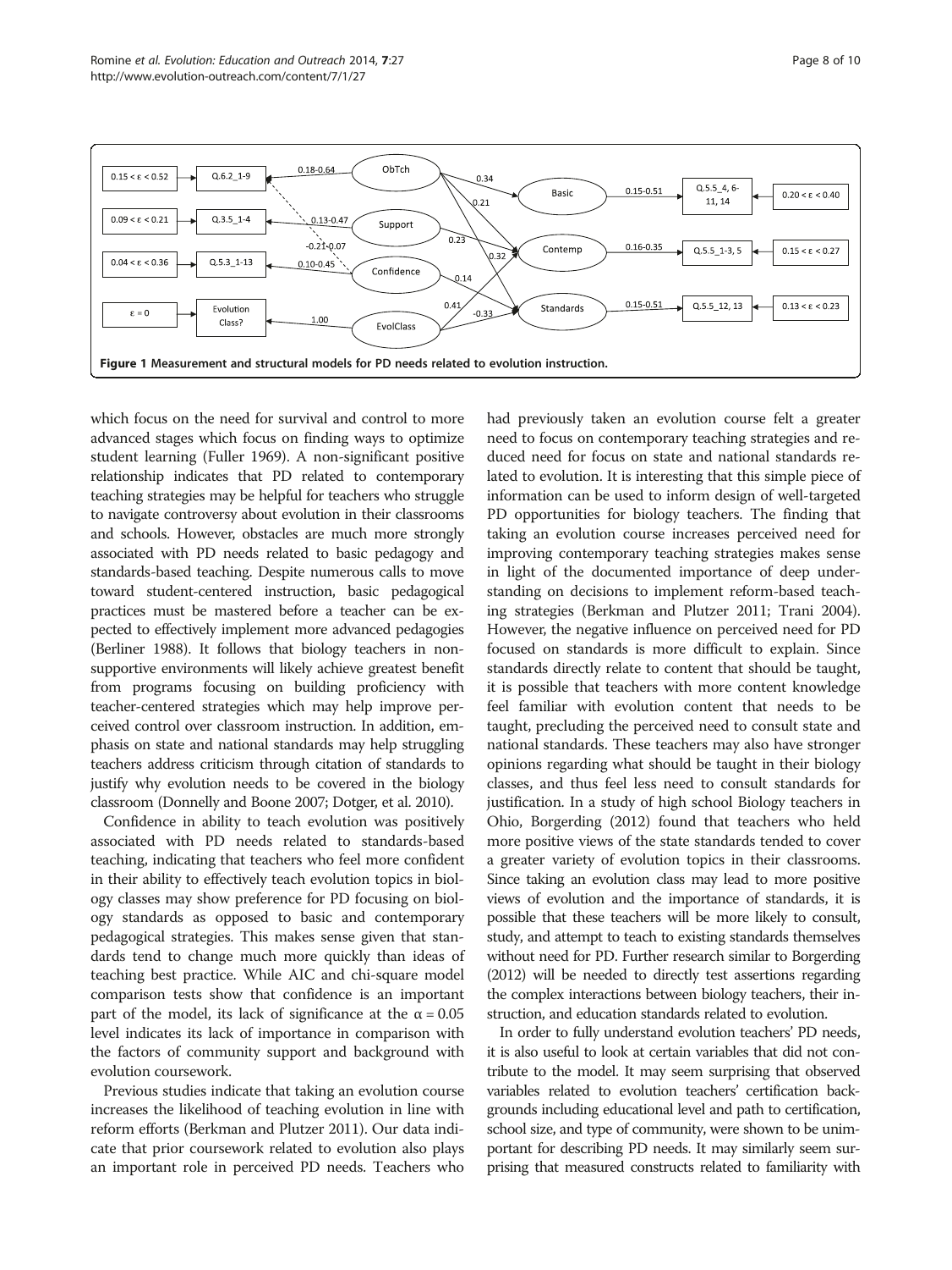**Figure 1 Measurement and structural models for PD needs related to evolution instruction.**

which focus on the need for survival and control to more advanced stages which focus on finding ways to optimize student learning (Fuller 1969). A non-significant positive relationship indicates that PD related to contemporary teaching strategies may be helpful for teachers who struggle to navigate controversy about evolution in their classrooms and schools. However, obstacles are much more strongly associated with PD needs related to basic pedagogy and standards-based teaching. Despite numerous calls to move toward student-centered instruction, basic pedagogical practices must be mastered before a teacher can be expected to effectively implement more advanced pedagogies (Berliner 1988). It follows that biology teachers in non-supportive environments will likely achieve greatest benefit from programs focusing on building proficiency with teacher-centered strategies which may help improve perceived control over classroom instruction. In addition, emphasis on state and national standards may help struggling teachers address criticism through citation of standards to justify why evolution needs to be covered in the biology classroom (Donnelly and Boone 2007; Dotger, et al. 2010).

Confidence in ability to teach evolution was positively associated with PD needs related to standards-based teaching, indicating that teachers who feel more confident in their ability to effectively teach evolution topics in biology classes may show preference for PD focusing on biology standards as opposed to basic and contemporary pedagogical strategies. This makes sense given that standards tend to change much more quickly than ideas of teaching best practice. While AIC and chi-square model comparison tests show that confidence is an important part of the model, its lack of significance at the $\alpha = 0.05$ level indicates its lack of importance in comparison with the factors of community support and background with evolution coursework.

Previous studies indicate that taking an evolution course increases the likelihood of teaching evolution in line with reform efforts (Berkman and Plutzer 2011). Our data indicate that prior coursework related to evolution also plays an important role in perceived PD needs. Teachers who had previously taken an evolution course felt a greater need to focus on contemporary teaching strategies and reduced need for focus on state and national standards related to evolution. It is interesting that this simple piece of information can be used to inform design of well-targeted PD opportunities for biology teachers. The finding that taking an evolution course increases perceived need for improving contemporary teaching strategies makes sense in light of the documented importance of deep understanding on decisions to implement reform-based teaching strategies (Berkman and Plutzer 2011; Trani 2004). However, the negative influence on perceived need for PD focused on standards is more difficult to explain. Since standards directly relate to content that should be taught, it is possible that teachers with more content knowledge feel familiar with evolution content that needs to be taught, precluding the perceived need to consult state and national standards. These teachers may also have stronger opinions regarding what should be taught in their biology classes, and thus feel less need to consult standards for justification. In a study of high school Biology teachers in Ohio, Borgerding (2012) found that teachers who held more positive views of the state standards tended to cover a greater variety of evolution topics in their classrooms. Since taking an evolution class may lead to more positive views of evolution and the importance of standards, it is possible that these teachers will be more likely to consult, study, and attempt to teach to existing standards themselves without need for PD. Further research similar to Borgerding (2012) will be needed to directly test assertions regarding the complex interactions between biology teachers, their instruction, and education standards related to evolution.

In order to fully understand evolution teachers' PD needs, it is also useful to look at certain variables that did not contribute to the model. It may seem surprising that observed variables related to evolution teachers' certification backgrounds including educational level and path to certification, school size, and type of community, were shown to be unimportant for describing PD needs. It may similarly seem surprising that measured constructs related to familiarity with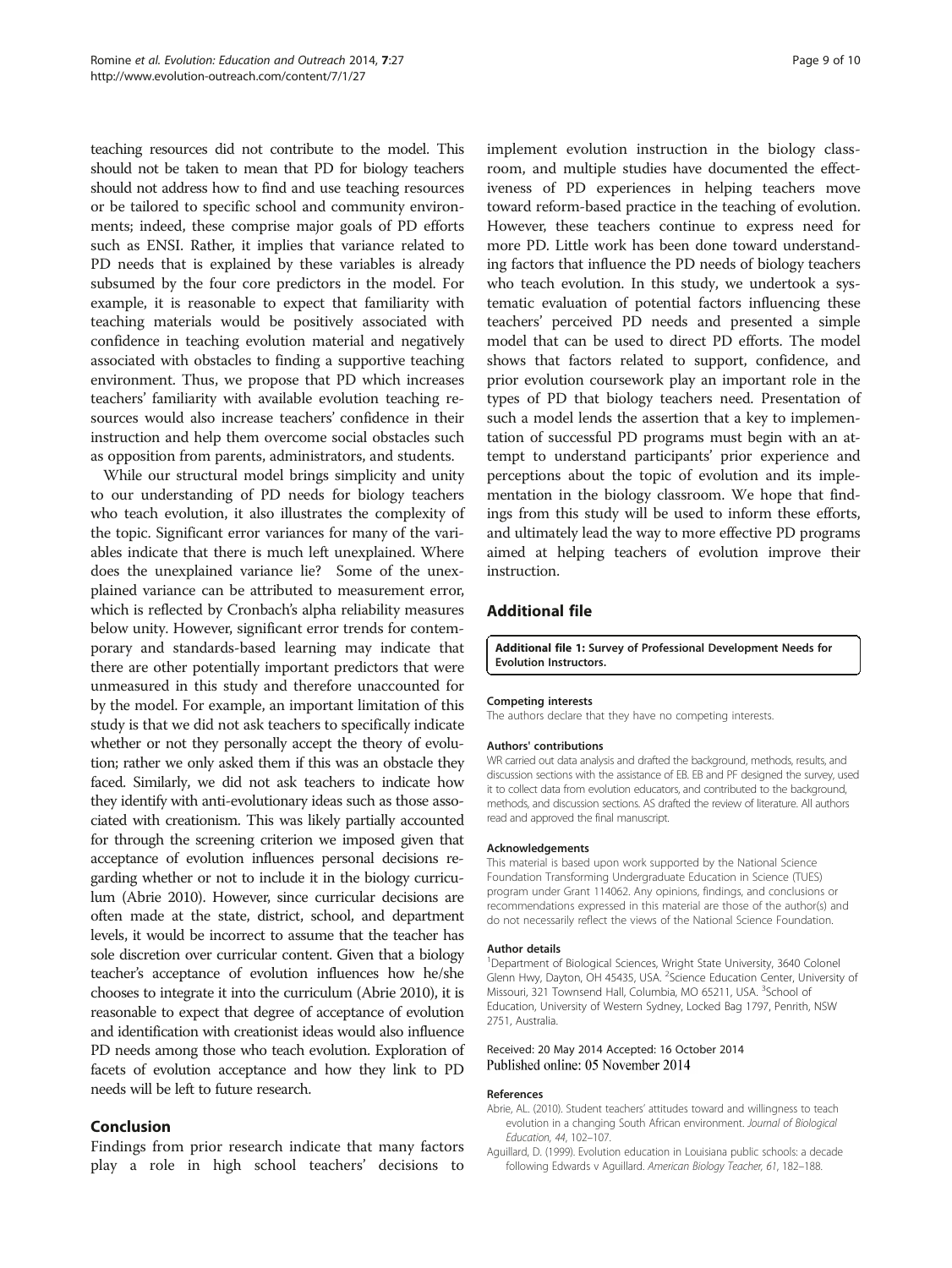teaching resources did not contribute to the model. This should not be taken to mean that PD for biology teachers should not address how to find and use teaching resources or be tailored to specific school and community environments; indeed, these comprise major goals of PD efforts such as ENSI. Rather, it implies that variance related to PD needs that is explained by these variables is already subsumed by the four core predictors in the model. For example, it is reasonable to expect that familiarity with teaching materials would be positively associated with confidence in teaching evolution material and negatively associated with obstacles to finding a supportive teaching environment. Thus, we propose that PD which increases teachers' familiarity with available evolution teaching resources would also increase teachers' confidence in their instruction and help them overcome social obstacles such as opposition from parents, administrators, and students.

While our structural model brings simplicity and unity to our understanding of PD needs for biology teachers who teach evolution, it also illustrates the complexity of the topic. Significant error variances for many of the variables indicate that there is much left unexplained. Where does the unexplained variance lie? Some of the unexplained variance can be attributed to measurement error, which is reflected by Cronbach's alpha reliability measures below unity. However, significant error trends for contemporary and standards-based learning may indicate that there are other potentially important predictors that were unmeasured in this study and therefore unaccounted for by the model. For example, an important limitation of this study is that we did not ask teachers to specifically indicate whether or not they personally accept the theory of evolution; rather we only asked them if this was an obstacle they faced. Similarly, we did not ask teachers to indicate how they identify with anti-evolutionary ideas such as those associated with creationism. This was likely partially accounted for through the screening criterion we imposed given that acceptance of evolution influences personal decisions regarding whether or not to include it in the biology curriculum (Abrie 2010). However, since curricular decisions are often made at the state, district, school, and department levels, it would be incorrect to assume that the teacher has sole discretion over curricular content. Given that a biology teacher's acceptance of evolution influences how he/she chooses to integrate it into the curriculum (Abrie 2010), it is reasonable to expect that degree of acceptance of evolution and identification with creationist ideas would also influence PD needs among those who teach evolution. Exploration of facets of evolution acceptance and how they link to PD needs will be left to future research.

## Conclusion

Findings from prior research indicate that many factors play a role in high school teachers' decisions to implement evolution instruction in the biology classroom, and multiple studies have documented the effectiveness of PD experiences in helping teachers move toward reform-based practice in the teaching of evolution. However, these teachers continue to express need for more PD. Little work has been done toward understanding factors that influence the PD needs of biology teachers who teach evolution. In this study, we undertook a systematic evaluation of potential factors influencing these teachers' perceived PD needs and presented a simple model that can be used to direct PD efforts. The model shows that factors related to support, confidence, and prior evolution coursework play an important role in the types of PD that biology teachers need. Presentation of such a model lends the assertion that a key to implementation of successful PD programs must begin with an attempt to understand participants' prior experience and perceptions about the topic of evolution and its implementation in the biology classroom. We hope that findings from this study will be used to inform these efforts, and ultimately lead the way to more effective PD programs aimed at helping teachers of evolution improve their instruction.

## Additional file

**Additional file 1: Survey of Professional Development Needs for Evolution Instructors.**

#### Competing interests

The authors declare that they have no competing interests.

#### Authors' contributions

WR carried out data analysis and drafted the background, methods, results, and discussion sections with the assistance of EB. EB and PF designed the survey, used it to collect data from evolution educators, and contributed to the background, methods, and discussion sections. AS drafted the review of literature. All authors read and approved the final manuscript.

#### Acknowledgements

This material is based upon work supported by the National Science Foundation Transforming Undergraduate Education in Science (TUES) program under Grant 114062. Any opinions, findings, and conclusions or recommendations expressed in this material are those of the author(s) and do not necessarily reflect the views of the National Science Foundation.

#### Author details

[1]Department of Biological Sciences, Wright State University, 3640 Colonel Glenn Hwy, Dayton, OH 45435, USA. [2]Science Education Center, University of Missouri, 321 Townsend Hall, Columbia, MO 65211, USA. [3]School of Education, University of Western Sydney, Locked Bag 1797, Penrith, NSW 2751, Australia.

Received: 20 May 2014 Accepted: 16 October 2014
Published online: 05 November 2014

#### References

- Abrie, AL. (2010). Student teachers' attitudes toward and willingness to teach evolution in a changing South African environment. *Journal of Biological Education, 44*, 102–107.
- Aguillard, D. (1999). Evolution education in Louisiana public schools: a decade following Edwards v Aguillard. *American Biology Teacher, 61*, 182–188.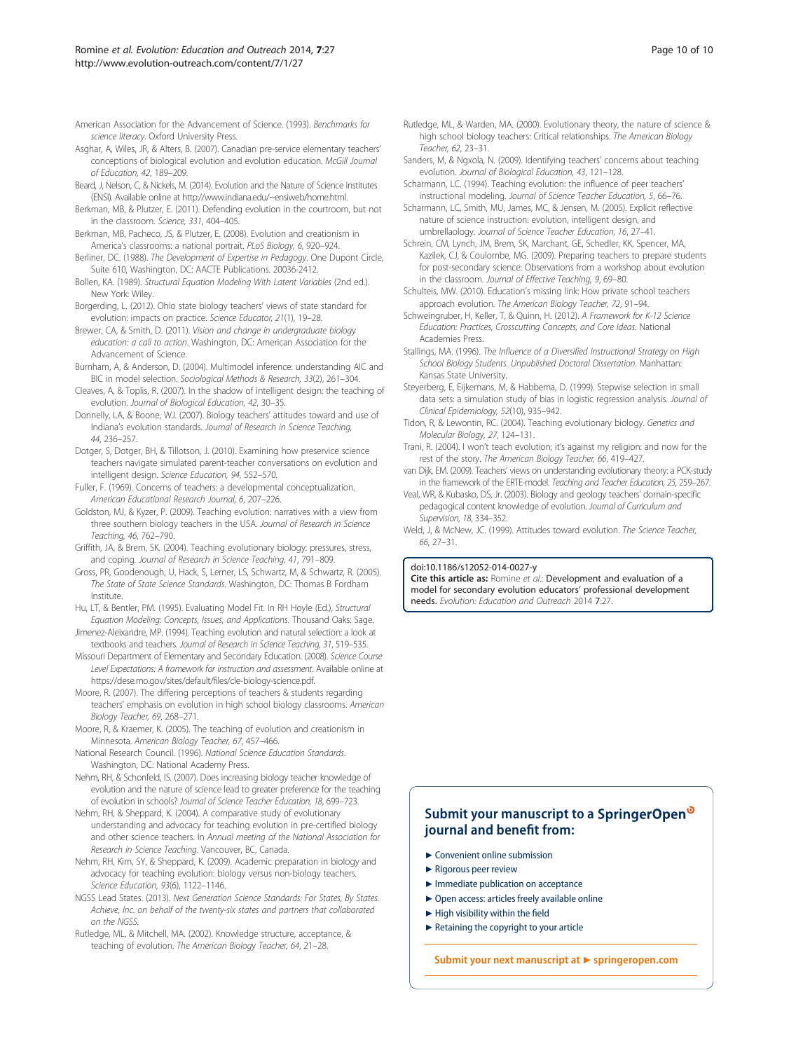American Association for the Advancement of Science. (1993). *Benchmarks for science literacy*. Oxford University Press.

Asghar, A, Wiles, JR, & Alters, B. (2007). Canadian pre-service elementary teachers' conceptions of biological evolution and evolution education. *McGill Journal of Education, 42*, 189–209.

Beard, J, Nelson, C, & Nickels, M. (2014). Evolution and the Nature of Science Institutes (ENSI). Available online at http://www.indiana.edu/~ensiweb/home.html.

Berkman, MB, & Plutzer, E. (2011). Defending evolution in the courtroom, but not in the classroom. *Science, 331*, 404–405.

Berkman, MB, Pacheco, JS, & Plutzer, E. (2008). Evolution and creationism in America's classrooms: a national portrait. *PLoS Biology, 6*, 920–924.

Berliner, DC. (1988). *The Development of Expertise in Pedagogy*. One Dupont Circle, Suite 610, Washington, DC: AACTE Publications. 20036-2412.

Bollen, KA. (1989). *Structural Equation Modeling With Latent Variables* (2nd ed.). New York: Wiley.

Borgerding, L. (2012). Ohio state biology teachers' views of state standard for evolution: impacts on practice. *Science Educator, 21*(1), 19–28.

Brewer, CA, & Smith, D. (2011). *Vision and change in undergraduate biology education: a call to action*. Washington, DC: American Association for the Advancement of Science.

Burnham, A, & Anderson, D. (2004). Multimodel inference: understanding AIC and BIC in model selection. *Sociological Methods & Research, 33*(2), 261–304.

Cleaves, A, & Toplis, R. (2007). In the shadow of intelligent design: the teaching of evolution. *Journal of Biological Education, 42*, 30–35.

Donnelly, LA, & Boone, WJ. (2007). Biology teachers' attitudes toward and use of Indiana's evolution standards. *Journal of Research in Science Teaching, 44*, 236–257.

Dotger, S, Dotger, BH, & Tillotson, J. (2010). Examining how preservice science teachers navigate simulated parent-teacher conversations on evolution and intelligent design. *Science Education, 94*, 552–570.

Fuller, F. (1969). Concerns of teachers: a developmental conceptualization. *American Educational Research Journal, 6*, 207–226.

Goldston, MJ, & Kyzer, P. (2009). Teaching evolution: narratives with a view from three southern biology teachers in the USA. *Journal of Research in Science Teaching, 46*, 762–790.

Griffith, JA, & Brem, SK. (2004). Teaching evolutionary biology: pressures, stress, and coping. *Journal of Research in Science Teaching, 41*, 791–809.

Gross, PR, Goodenough, U, Hack, S, Lerner, LS, Schwartz, M, & Schwartz, R. (2005). *The State of State Science Standards*. Washington, DC: Thomas B Fordham Institute.

Hu, LT, & Bentler, PM. (1995). Evaluating Model Fit. In RH Hoyle (Ed.), *Structural Equation Modeling: Concepts, Issues, and Applications*. Thousand Oaks: Sage.

Jimenez-Aleixandre, MP. (1994). Teaching evolution and natural selection: a look at textbooks and teachers. *Journal of Research in Science Teaching, 31*, 519–535.

Missouri Department of Elementary and Secondary Education. (2008). *Science Course Level Expectations: A framework for instruction and assessment*. Available online at https://dese.mo.gov/sites/default/files/cle-biology-science.pdf.

Moore, R. (2007). The differing perceptions of teachers & students regarding teachers' emphasis on evolution in high school biology classrooms. *American Biology Teacher, 69*, 268–271.

Moore, R, & Kraemer, K. (2005). The teaching of evolution and creationism in Minnesota. *American Biology Teacher, 67*, 457–466.

National Research Council. (1996). *National Science Education Standards*. Washington, DC: National Academy Press.

Nehm, RH, & Schonfeld, IS. (2007). Does increasing biology teacher knowledge of evolution and the nature of science lead to greater preference for the teaching of evolution in schools? *Journal of Science Teacher Education, 18*, 699–723.

Nehm, RH, & Sheppard, K. (2004). A comparative study of evolutionary understanding and advocacy for teaching evolution in pre-certified biology and other science teachers. In *Annual meeting of the National Association for Research in Science Teaching*. Vancouver, BC, Canada.

Nehm, RH, Kim, SY, & Sheppard, K. (2009). Academic preparation in biology and advocacy for teaching evolution: biology versus non-biology teachers. *Science Education, 93*(6), 1122–1146.

NGSS Lead States. (2013). *Next Generation Science Standards: For States, By States. Achieve, Inc. on behalf of the twenty-six states and partners that collaborated on the NGSS*.

Rutledge, ML, & Mitchell, MA. (2002). Knowledge structure, acceptance, & teaching of evolution. *The American Biology Teacher, 64*, 21–28.

Rutledge, ML, & Warden, MA. (2000). Evolutionary theory, the nature of science & high school biology teachers: Critical relationships. *The American Biology Teacher, 62*, 23–31.

Sanders, M, & Ngxola, N. (2009). Identifying teachers' concerns about teaching evolution. *Journal of Biological Education, 43*, 121–128.

Scharmann, LC. (1994). Teaching evolution: the influence of peer teachers' instructional modeling. *Journal of Science Teacher Education, 5*, 66–76.

Scharmann, LC, Smith, MU, James, MC, & Jensen, M. (2005). Explicit reflective nature of science instruction: evolution, intelligent design, and umbrellaology. *Journal of Science Teacher Education, 16*, 27–41.

Schrein, CM, Lynch, JM, Brem, SK, Marchant, GE, Schedler, KK, Spencer, MA, Kazilek, CJ, & Coulombe, MG. (2009). Preparing teachers to prepare students for post-secondary science: Observations from a workshop about evolution in the classroom. *Journal of Effective Teaching, 9*, 69–80.

Schulteis, MW. (2010). Education's missing link: How private school teachers approach evolution. *The American Biology Teacher, 72*, 91–94.

Schweingruber, H, Keller, T, & Quinn, H. (2012). *A Framework for K-12 Science Education: Practices, Crosscutting Concepts, and Core Ideas*. National Academies Press.

Stallings, MA. (1996). *The Influence of a Diversified Instructional Strategy on High School Biology Students. Unpublished Doctoral Dissertation*. Manhattan: Kansas State University.

Steyerberg, E, Eijkemans, M, & Habbema, D. (1999). Stepwise selection in small data sets: a simulation study of bias in logistic regression analysis. *Journal of Clinical Epidemiology, 52*(10), 935–942.

Tidon, R, & Lewontin, RC. (2004). Teaching evolutionary biology. *Genetics and Molecular Biology, 27*, 124–131.

Trani, R. (2004). I won't teach evolution; it's against my religion: and now for the rest of the story. *The American Biology Teacher, 66*, 419–427.

van Dijk, EM. (2009). Teachers' views on understanding evolutionary theory: a PCK-study in the framework of the ERTE-model. *Teaching and Teacher Education, 25*, 259–267.

Veal, WR, & Kubasko, DS, Jr. (2003). Biology and geology teachers' domain-specific pedagogical content knowledge of evolution. *Journal of Curriculum and Supervision, 18*, 334–352.

Weld, J, & McNew, JC. (1999). Attitudes toward evolution. *The Science Teacher, 66*, 27–31.

doi:10.1186/s12052-014-0027-y
**Cite this article as:** Romine *et al.*: Development and evaluation of a model for secondary evolution educators' professional development needs. *Evolution: Education and Outreach* 2014 **7**:27.

## Submit your manuscript to a SpringerOpen journal and benefit from:

- ► Convenient online submission
- ► Rigorous peer review
- ► Immediate publication on acceptance
- ► Open access: articles freely available online
- ► High visibility within the field
- ► Retaining the copyright to your article

**Submit your next manuscript at ► springeropen.com**